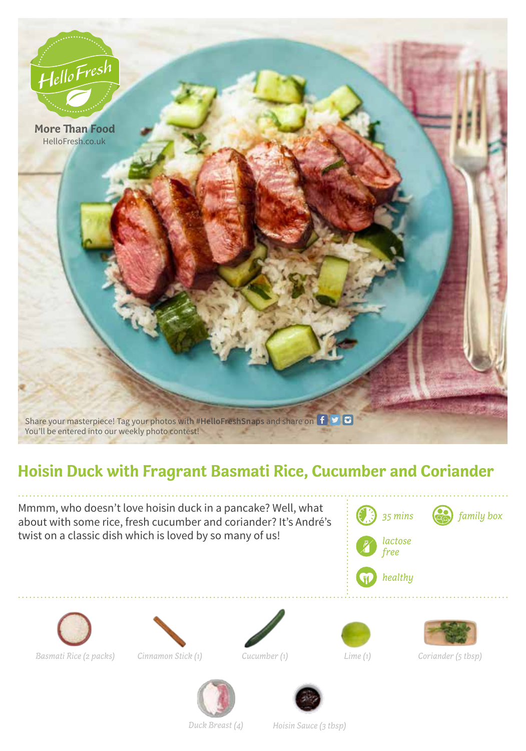HelloFresh

More Than Food
HelloFresh.co.uk

Share your masterpiece! Tag your photos with **#HelloFreshSnaps** and share on
You'll be entered into our weekly photo contest!

# Hoisin Duck with Fragrant Basmati Rice, Cucumber and Coriander

Mmmm, who doesn't love hoisin duck in a pancake? Well, what about with some rice, fresh cucumber and coriander? It's André's twist on a classic dish which is loved by so many of us!

*35 mins*

*family box*

*lactose free*

*healthy*

*Basmati Rice (2 packs)*

*Cinnamon Stick (1)*

*Cucumber (1)*

*Lime (1)*

*Coriander (5 tbsp)*

*Duck Breast (4)*

*Hoisin Sauce (3 tbsp)*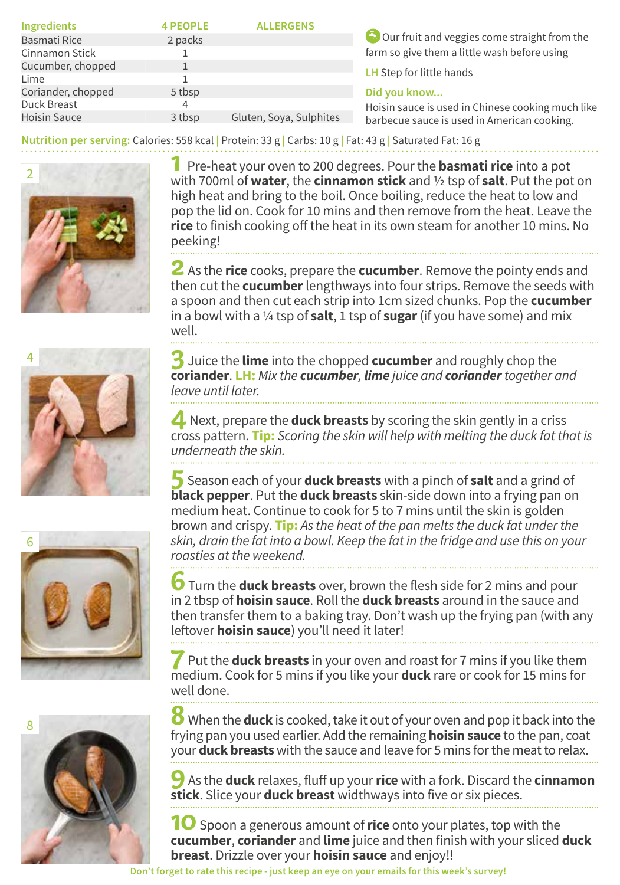| Ingredients | 4 PEOPLE | ALLERGENS |
|---|---|---|
| Basmati Rice | 2 packs | |
| Cinnamon Stick | 1 | |
| Cucumber, chopped | 1 | |
| Lime | 1 | |
| Coriander, chopped | 5 tbsp | |
| Duck Breast | 4 | |
| Hoisin Sauce | 3 tbsp | Gluten, Soya, Sulphites |

Our fruit and veggies come straight from the farm so give them a little wash before using

LH Step for little hands

**Did you know...**

Hoisin sauce is used in Chinese cooking much like barbecue sauce is used in American cooking.

**Nutrition per serving:** Calories: 558 kcal | Protein: 33 g | Carbs: 10 g | Fat: 43 g | Saturated Fat: 16 g

2

4

6

8

**1** Pre-heat your oven to 200 degrees. Pour the **basmati rice** into a pot with 700ml of **water**, the **cinnamon stick** and ½ tsp of **salt**. Put the pot on high heat and bring to the boil. Once boiling, reduce the heat to low and pop the lid on. Cook for 10 mins and then remove from the heat. Leave the **rice** to finish cooking off the heat in its own steam for another 10 mins. No peeking!

**2** As the **rice** cooks, prepare the **cucumber**. Remove the pointy ends and then cut the **cucumber** lengthways into four strips. Remove the seeds with a spoon and then cut each strip into 1cm sized chunks. Pop the **cucumber** in a bowl with a ¼ tsp of **salt**, 1 tsp of **sugar** (if you have some) and mix well.

**3** Juice the **lime** into the chopped **cucumber** and roughly chop the **coriander**. **LH:** *Mix the **cucumber**, **lime** juice and **coriander** together and leave until later.*

**4** Next, prepare the **duck breasts** by scoring the skin gently in a criss cross pattern. **Tip:** *Scoring the skin will help with melting the duck fat that is underneath the skin.*

**5** Season each of your **duck breasts** with a pinch of **salt** and a grind of **black pepper**. Put the **duck breasts** skin-side down into a frying pan on medium heat. Continue to cook for 5 to 7 mins until the skin is golden brown and crispy. **Tip:** *As the heat of the pan melts the duck fat under the skin, drain the fat into a bowl. Keep the fat in the fridge and use this on your roasties at the weekend.*

**6** Turn the **duck breasts** over, brown the flesh side for 2 mins and pour in 2 tbsp of **hoisin sauce**. Roll the **duck breasts** around in the sauce and then transfer them to a baking tray. Don't wash up the frying pan (with any leftover **hoisin sauce**) you'll need it later!

**7** Put the **duck breasts** in your oven and roast for 7 mins if you like them medium. Cook for 5 mins if you like your **duck** rare or cook for 15 mins for well done.

**8** When the **duck** is cooked, take it out of your oven and pop it back into the frying pan you used earlier. Add the remaining **hoisin sauce** to the pan, coat your **duck breasts** with the sauce and leave for 5 mins for the meat to relax.

**9** As the **duck** relaxes, fluff up your **rice** with a fork. Discard the **cinnamon stick**. Slice your **duck breast** widthways into five or six pieces.

**10** Spoon a generous amount of **rice** onto your plates, top with the **cucumber**, **coriander** and **lime** juice and then finish with your sliced **duck breast**. Drizzle over your **hoisin sauce** and enjoy!!

**Don't forget to rate this recipe - just keep an eye on your emails for this week's survey!**